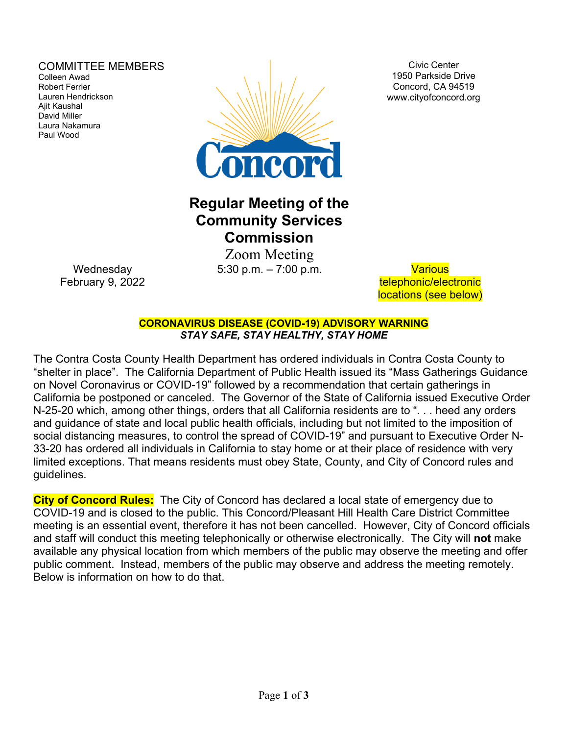COMMITTEE MEMBERS
Colleen Awad
Robert Ferrier
Lauren Hendrickson
Ajit Kaushal
David Miller
Laura Nakamura
Paul Wood

Civic Center
1950 Parkside Drive
Concord, CA 94519
www.cityofconcord.org

# Regular Meeting of the Community Services Commission

Zoom Meeting

Wednesday
February 9, 2022

5:30 p.m. – 7:00 p.m.

Various telephonic/electronic locations (see below)

**CORONAVIRUS DISEASE (COVID-19) ADVISORY WARNING**
***STAY SAFE, STAY HEALTHY, STAY HOME***

The Contra Costa County Health Department has ordered individuals in Contra Costa County to "shelter in place". The California Department of Public Health issued its "Mass Gatherings Guidance on Novel Coronavirus or COVID-19" followed by a recommendation that certain gatherings in California be postponed or canceled. The Governor of the State of California issued Executive Order N-25-20 which, among other things, orders that all California residents are to ". . . heed any orders and guidance of state and local public health officials, including but not limited to the imposition of social distancing measures, to control the spread of COVID-19" and pursuant to Executive Order N-33-20 has ordered all individuals in California to stay home or at their place of residence with very limited exceptions. That means residents must obey State, County, and City of Concord rules and guidelines.

**City of Concord Rules:** The City of Concord has declared a local state of emergency due to COVID-19 and is closed to the public. This Concord/Pleasant Hill Health Care District Committee meeting is an essential event, therefore it has not been cancelled. However, City of Concord officials and staff will conduct this meeting telephonically or otherwise electronically. The City will **not** make available any physical location from which members of the public may observe the meeting and offer public comment. Instead, members of the public may observe and address the meeting remotely. Below is information on how to do that.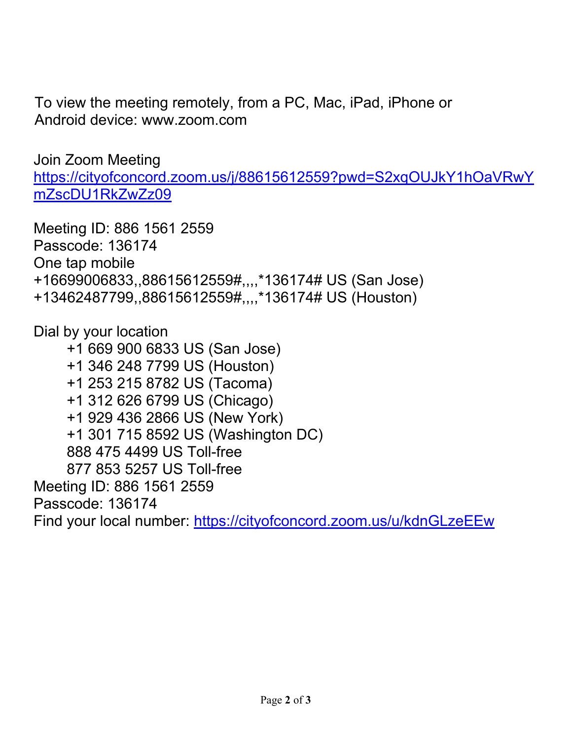To view the meeting remotely, from a PC, Mac, iPad, iPhone or Android device: www.zoom.com

Join Zoom Meeting
https://cityofconcord.zoom.us/j/88615612559?pwd=S2xqOUJkY1hOaVRwYmZscDU1RkZwZz09

Meeting ID: 886 1561 2559
Passcode: 136174
One tap mobile
+16699006833,,88615612559#,,,,*136174# US (San Jose)
+13462487799,,88615612559#,,,,*136174# US (Houston)

Dial by your location
+1 669 900 6833 US (San Jose)
+1 346 248 7799 US (Houston)
+1 253 215 8782 US (Tacoma)
+1 312 626 6799 US (Chicago)
+1 929 436 2866 US (New York)
+1 301 715 8592 US (Washington DC)
888 475 4499 US Toll-free
877 853 5257 US Toll-free
Meeting ID: 886 1561 2559
Passcode: 136174
Find your local number: https://cityofconcord.zoom.us/u/kdnGLzeEEw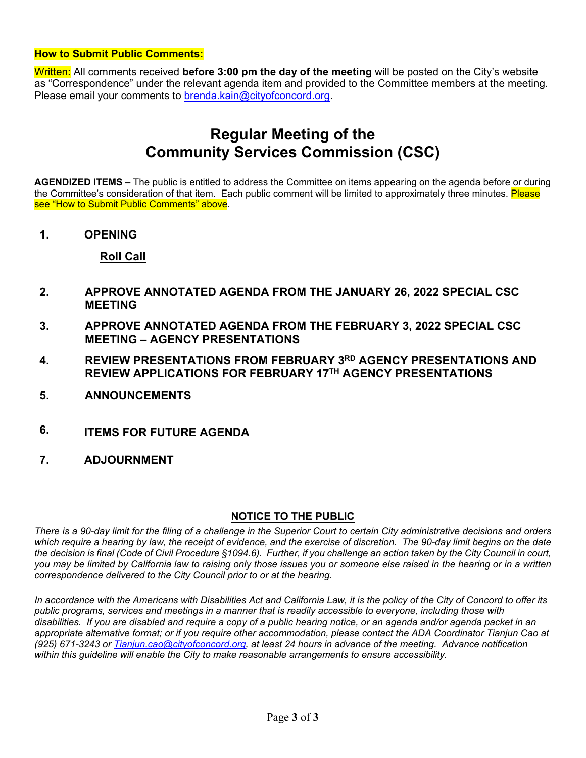**How to Submit Public Comments:**

Written: All comments received **before 3:00 pm the day of the meeting** will be posted on the City's website as "Correspondence" under the relevant agenda item and provided to the Committee members at the meeting. Please email your comments to brenda.kain@cityofconcord.org.

# Regular Meeting of the Community Services Commission (CSC)

**AGENDIZED ITEMS –** The public is entitled to address the Committee on items appearing on the agenda before or during the Committee's consideration of that item. Each public comment will be limited to approximately three minutes. Please see "How to Submit Public Comments" above.

**1. OPENING**

**Roll Call**

**2. APPROVE ANNOTATED AGENDA FROM THE JANUARY 26, 2022 SPECIAL CSC MEETING**

**3. APPROVE ANNOTATED AGENDA FROM THE FEBRUARY 3, 2022 SPECIAL CSC MEETING – AGENCY PRESENTATIONS**

**4. REVIEW PRESENTATIONS FROM FEBRUARY 3RD AGENCY PRESENTATIONS AND REVIEW APPLICATIONS FOR FEBRUARY 17TH AGENCY PRESENTATIONS**

**5. ANNOUNCEMENTS**

**6. ITEMS FOR FUTURE AGENDA**

**7. ADJOURNMENT**

## NOTICE TO THE PUBLIC

*There is a 90-day limit for the filing of a challenge in the Superior Court to certain City administrative decisions and orders which require a hearing by law, the receipt of evidence, and the exercise of discretion. The 90-day limit begins on the date the decision is final (Code of Civil Procedure §1094.6). Further, if you challenge an action taken by the City Council in court, you may be limited by California law to raising only those issues you or someone else raised in the hearing or in a written correspondence delivered to the City Council prior to or at the hearing.*

*In accordance with the Americans with Disabilities Act and California Law, it is the policy of the City of Concord to offer its public programs, services and meetings in a manner that is readily accessible to everyone, including those with disabilities. If you are disabled and require a copy of a public hearing notice, or an agenda and/or agenda packet in an appropriate alternative format; or if you require other accommodation, please contact the ADA Coordinator Tianjun Cao at (925) 671-3243 or Tianjun.cao@cityofconcord.org, at least 24 hours in advance of the meeting. Advance notification within this guideline will enable the City to make reasonable arrangements to ensure accessibility.*